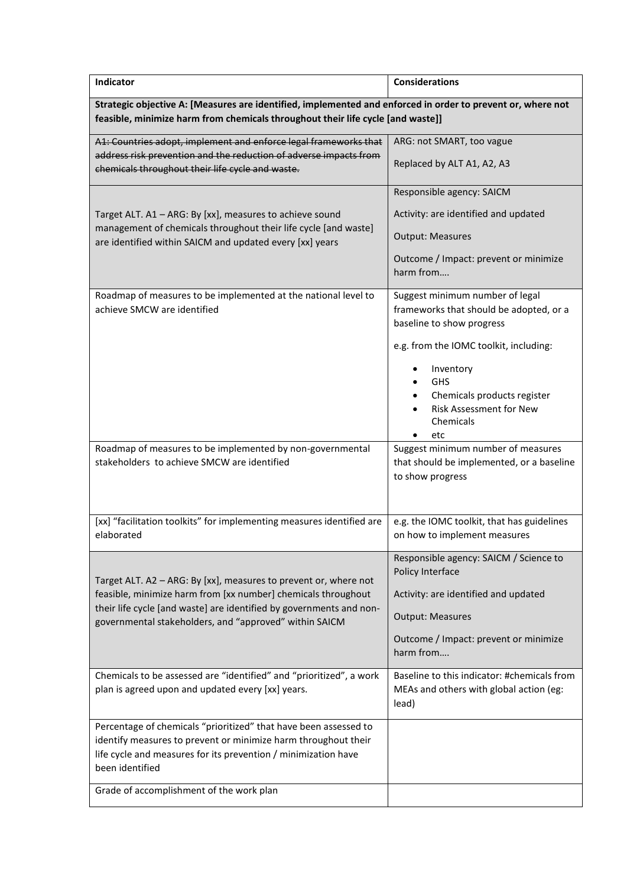| Indicator | Considerations |
|---|---|
| **Strategic objective A: [Measures are identified, implemented and enforced in order to prevent or, where not feasible, minimize harm from chemicals throughout their life cycle [and waste]]** | |
| ~~A1: Countries adopt, implement and enforce legal frameworks that address risk prevention and the reduction of adverse impacts from chemicals throughout their life cycle and waste.~~ | ARG: not SMART, too vague<br><br>Replaced by ALT A1, A2, A3 |
| Target ALT. A1 – ARG: By [xx], measures to achieve sound management of chemicals throughout their life cycle [and waste] are identified within SAICM and updated every [xx] years | Responsible agency: SAICM<br><br>Activity: are identified and updated<br><br>Output: Measures<br><br>Outcome / Impact: prevent or minimize harm from…. |
| Roadmap of measures to be implemented at the national level to achieve SMCW are identified | Suggest minimum number of legal frameworks that should be adopted, or a baseline to show progress<br><br>e.g. from the IOMC toolkit, including:<br>• Inventory<br>• GHS<br>• Chemicals products register<br>• Risk Assessment for New Chemicals<br>• etc |
| Roadmap of measures to be implemented by non-governmental stakeholders to achieve SMCW are identified | Suggest minimum number of measures that should be implemented, or a baseline to show progress |
| [xx] "facilitation toolkits" for implementing measures identified are elaborated | e.g. the IOMC toolkit, that has guidelines on how to implement measures |
| Target ALT. A2 – ARG: By [xx], measures to prevent or, where not feasible, minimize harm from [xx number] chemicals throughout their life cycle [and waste] are identified by governments and non-governmental stakeholders, and "approved" within SAICM | Responsible agency: SAICM / Science to Policy Interface<br><br>Activity: are identified and updated<br><br>Output: Measures<br><br>Outcome / Impact: prevent or minimize harm from…. |
| Chemicals to be assessed are "identified" and "prioritized", a work plan is agreed upon and updated every [xx] years. | Baseline to this indicator: #chemicals from MEAs and others with global action (eg: lead) |
| Percentage of chemicals "prioritized" that have been assessed to identify measures to prevent or minimize harm throughout their life cycle and measures for its prevention / minimization have been identified | |
| Grade of accomplishment of the work plan | |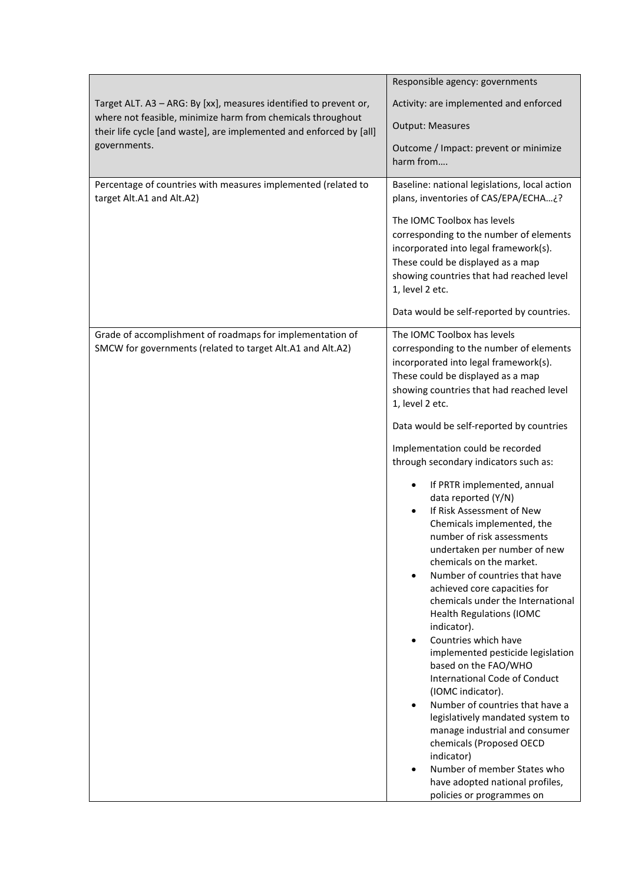| Target ALT. A3 – ARG: By [xx], measures identified to prevent or, where not feasible, minimize harm from chemicals throughout their life cycle [and waste], are implemented and enforced by [all] governments. | Responsible agency: governments<br><br>Activity: are implemented and enforced<br><br>Output: Measures<br><br>Outcome / Impact: prevent or minimize harm from…. |
|---|---|
| Percentage of countries with measures implemented (related to target Alt.A1 and Alt.A2) | Baseline: national legislations, local action plans, inventories of CAS/EPA/ECHA…¿?<br><br>The IOMC Toolbox has levels corresponding to the number of elements incorporated into legal framework(s). These could be displayed as a map showing countries that had reached level 1, level 2 etc.<br><br>Data would be self-reported by countries. |
| Grade of accomplishment of roadmaps for implementation of SMCW for governments (related to target Alt.A1 and Alt.A2) | The IOMC Toolbox has levels corresponding to the number of elements incorporated into legal framework(s). These could be displayed as a map showing countries that had reached level 1, level 2 etc.<br><br>Data would be self-reported by countries<br><br>Implementation could be recorded through secondary indicators such as:<br><br>• If PRTR implemented, annual data reported (Y/N)<br>• If Risk Assessment of New Chemicals implemented, the number of risk assessments undertaken per number of new chemicals on the market.<br>• Number of countries that have achieved core capacities for chemicals under the International Health Regulations (IOMC indicator).<br>• Countries which have implemented pesticide legislation based on the FAO/WHO International Code of Conduct (IOMC indicator).<br>• Number of countries that have a legislatively mandated system to manage industrial and consumer chemicals (Proposed OECD indicator)<br>• Number of member States who have adopted national profiles, policies or programmes on |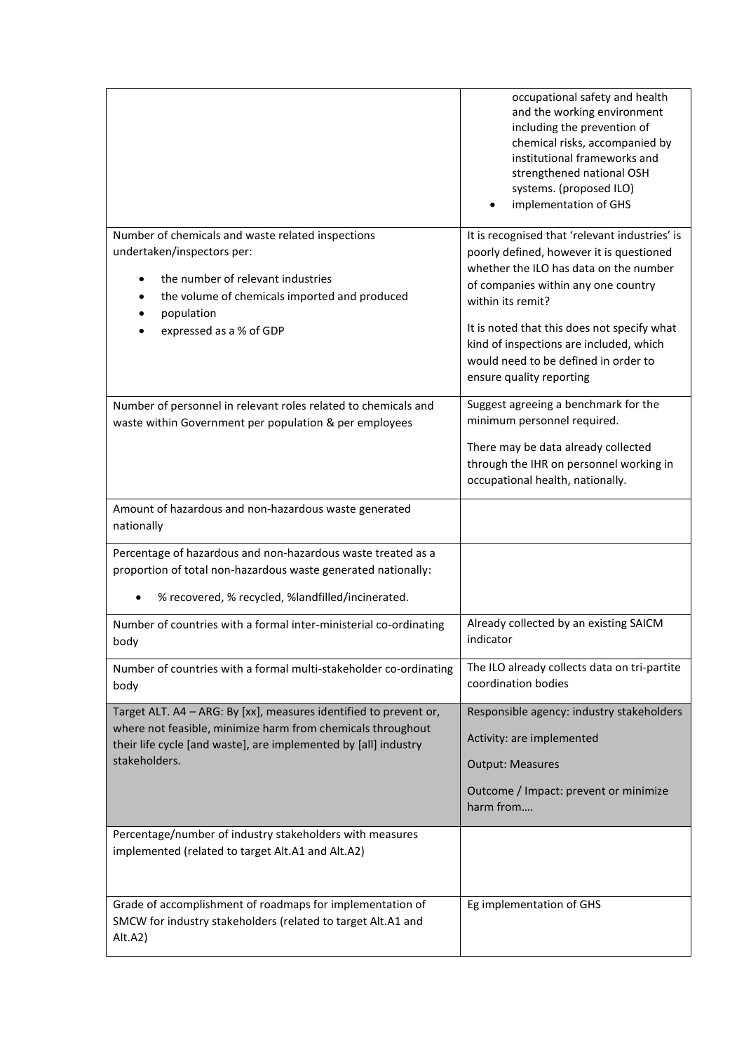| | |
|---|---|
| | occupational safety and health and the working environment including the prevention of chemical risks, accompanied by institutional frameworks and strengthened national OSH systems. (proposed ILO)<br>• implementation of GHS |
| Number of chemicals and waste related inspections undertaken/inspectors per:<br>• the number of relevant industries<br>• the volume of chemicals imported and produced<br>• population<br>• expressed as a % of GDP | It is recognised that 'relevant industries' is poorly defined, however it is questioned whether the ILO has data on the number of companies within any one country within its remit?<br><br>It is noted that this does not specify what kind of inspections are included, which would need to be defined in order to ensure quality reporting |
| Number of personnel in relevant roles related to chemicals and waste within Government per population & per employees | Suggest agreeing a benchmark for the minimum personnel required.<br><br>There may be data already collected through the IHR on personnel working in occupational health, nationally. |
| Amount of hazardous and non-hazardous waste generated nationally | |
| Percentage of hazardous and non-hazardous waste treated as a proportion of total non-hazardous waste generated nationally:<br>• % recovered, % recycled, %landfilled/incinerated. | |
| Number of countries with a formal inter-ministerial co-ordinating body | Already collected by an existing SAICM indicator |
| Number of countries with a formal multi-stakeholder co-ordinating body | The ILO already collects data on tri-partite coordination bodies |
| Target ALT. A4 – ARG: By [xx], measures identified to prevent or, where not feasible, minimize harm from chemicals throughout their life cycle [and waste], are implemented by [all] industry stakeholders. | Responsible agency: industry stakeholders<br><br>Activity: are implemented<br><br>Output: Measures<br><br>Outcome / Impact: prevent or minimize harm from…. |
| Percentage/number of industry stakeholders with measures implemented (related to target Alt.A1 and Alt.A2) | |
| Grade of accomplishment of roadmaps for implementation of SMCW for industry stakeholders (related to target Alt.A1 and Alt.A2) | Eg implementation of GHS |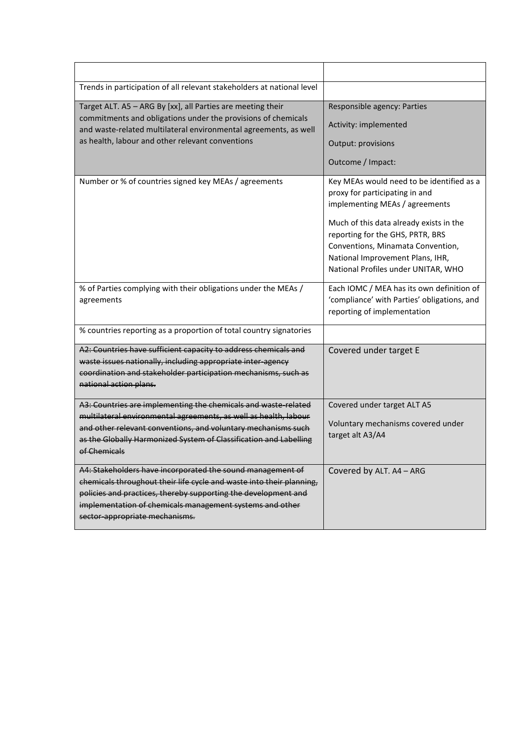| | |
|---|---|
| Trends in participation of all relevant stakeholders at national level | |
| Target ALT. A5 – ARG By [xx], all Parties are meeting their commitments and obligations under the provisions of chemicals and waste-related multilateral environmental agreements, as well as health, labour and other relevant conventions | Responsible agency: Parties<br><br>Activity: implemented<br><br>Output: provisions<br><br>Outcome / Impact: |
| Number or % of countries signed key MEAs / agreements | Key MEAs would need to be identified as a proxy for participating in and implementing MEAs / agreements<br><br>Much of this data already exists in the reporting for the GHS, PRTR, BRS Conventions, Minamata Convention, National Improvement Plans, IHR, National Profiles under UNITAR, WHO |
| % of Parties complying with their obligations under the MEAs / agreements | Each IOMC / MEA has its own definition of 'compliance' with Parties' obligations, and reporting of implementation |
| % countries reporting as a proportion of total country signatories | |
| ~~A2: Countries have sufficient capacity to address chemicals and waste issues nationally, including appropriate inter-agency coordination and stakeholder participation mechanisms, such as national action plans.~~ | Covered under target E |
| ~~A3: Countries are implementing the chemicals and waste-related multilateral environmental agreements, as well as health, labour and other relevant conventions, and voluntary mechanisms such as the Globally Harmonized System of Classification and Labelling of Chemicals~~ | Covered under target ALT A5<br><br>Voluntary mechanisms covered under target alt A3/A4 |
| ~~A4: Stakeholders have incorporated the sound management of chemicals throughout their life cycle and waste into their planning, policies and practices, thereby supporting the development and implementation of chemicals management systems and other sector-appropriate mechanisms.~~ | Covered by ALT. A4 – ARG |